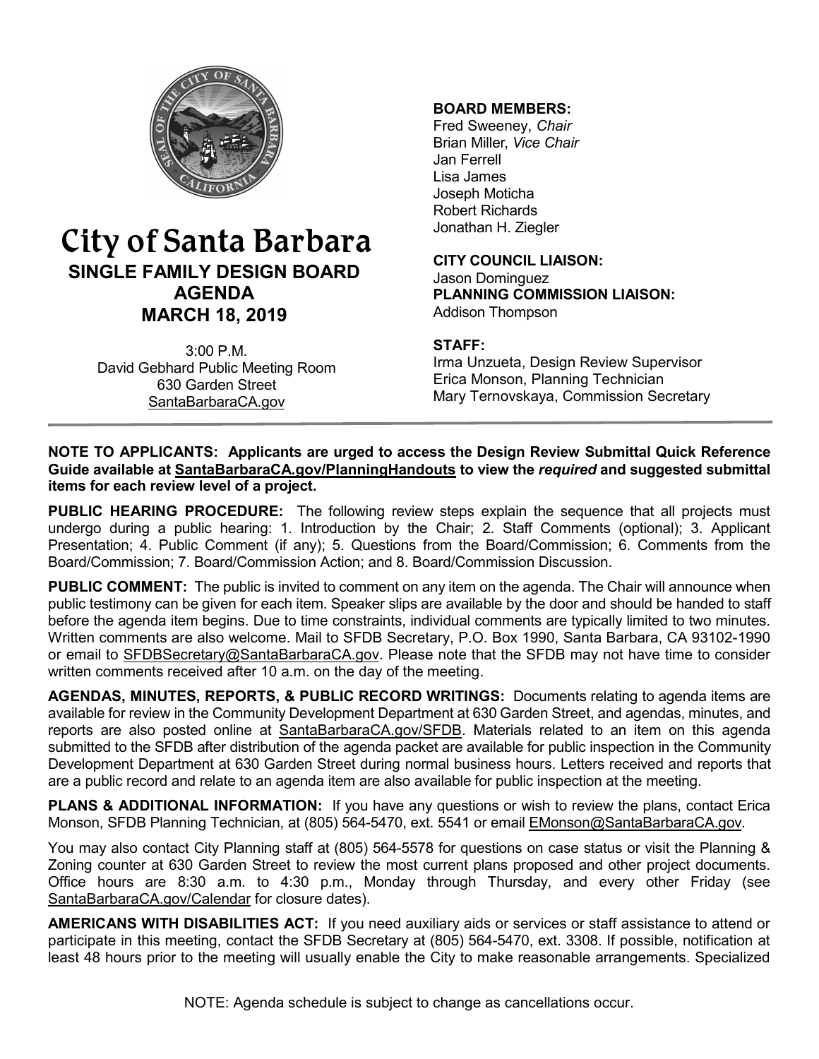# City of Santa Barbara

## SINGLE FAMILY DESIGN BOARD AGENDA

## MARCH 18, 2019

3:00 P.M.
David Gebhard Public Meeting Room
630 Garden Street
SantaBarbaraCA.gov

**BOARD MEMBERS:**
Fred Sweeney, *Chair*
Brian Miller, *Vice Chair*
Jan Ferrell
Lisa James
Joseph Moticha
Robert Richards
Jonathan H. Ziegler

**CITY COUNCIL LIAISON:**
Jason Dominguez

**PLANNING COMMISSION LIAISON:**
Addison Thompson

**STAFF:**
Irma Unzueta, Design Review Supervisor
Erica Monson, Planning Technician
Mary Ternovskaya, Commission Secretary

---

**NOTE TO APPLICANTS: Applicants are urged to access the Design Review Submittal Quick Reference Guide available at SantaBarbaraCA.gov/PlanningHandouts to view the *required* and suggested submittal items for each review level of a project.**

**PUBLIC HEARING PROCEDURE:** The following review steps explain the sequence that all projects must undergo during a public hearing: 1. Introduction by the Chair; 2. Staff Comments (optional); 3. Applicant Presentation; 4. Public Comment (if any); 5. Questions from the Board/Commission; 6. Comments from the Board/Commission; 7. Board/Commission Action; and 8. Board/Commission Discussion.

**PUBLIC COMMENT:** The public is invited to comment on any item on the agenda. The Chair will announce when public testimony can be given for each item. Speaker slips are available by the door and should be handed to staff before the agenda item begins. Due to time constraints, individual comments are typically limited to two minutes. Written comments are also welcome. Mail to SFDB Secretary, P.O. Box 1990, Santa Barbara, CA 93102-1990 or email to SFDBSecretary@SantaBarbaraCA.gov. Please note that the SFDB may not have time to consider written comments received after 10 a.m. on the day of the meeting.

**AGENDAS, MINUTES, REPORTS, & PUBLIC RECORD WRITINGS:** Documents relating to agenda items are available for review in the Community Development Department at 630 Garden Street, and agendas, minutes, and reports are also posted online at SantaBarbaraCA.gov/SFDB. Materials related to an item on this agenda submitted to the SFDB after distribution of the agenda packet are available for public inspection in the Community Development Department at 630 Garden Street during normal business hours. Letters received and reports that are a public record and relate to an agenda item are also available for public inspection at the meeting.

**PLANS & ADDITIONAL INFORMATION:** If you have any questions or wish to review the plans, contact Erica Monson, SFDB Planning Technician, at (805) 564-5470, ext. 5541 or email EMonson@SantaBarbaraCA.gov.

You may also contact City Planning staff at (805) 564-5578 for questions on case status or visit the Planning & Zoning counter at 630 Garden Street to review the most current plans proposed and other project documents. Office hours are 8:30 a.m. to 4:30 p.m., Monday through Thursday, and every other Friday (see SantaBarbaraCA.gov/Calendar for closure dates).

**AMERICANS WITH DISABILITIES ACT:** If you need auxiliary aids or services or staff assistance to attend or participate in this meeting, contact the SFDB Secretary at (805) 564-5470, ext. 3308. If possible, notification at least 48 hours prior to the meeting will usually enable the City to make reasonable arrangements. Specialized

NOTE: Agenda schedule is subject to change as cancellations occur.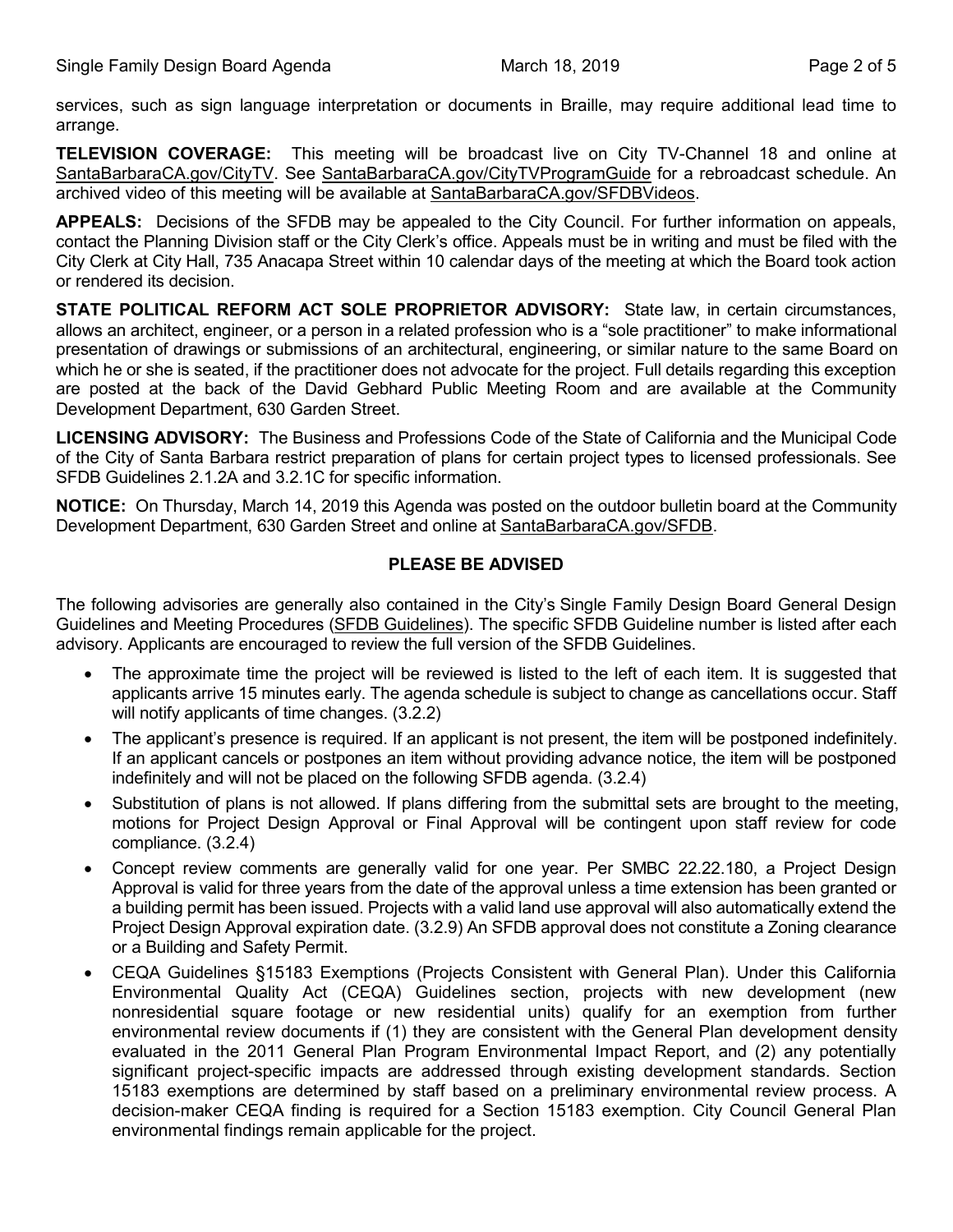services, such as sign language interpretation or documents in Braille, may require additional lead time to arrange.

**TELEVISION COVERAGE:** This meeting will be broadcast live on City TV-Channel 18 and online at SantaBarbaraCA.gov/CityTV. See SantaBarbaraCA.gov/CityTVProgramGuide for a rebroadcast schedule. An archived video of this meeting will be available at SantaBarbaraCA.gov/SFDBVideos.

**APPEALS:** Decisions of the SFDB may be appealed to the City Council. For further information on appeals, contact the Planning Division staff or the City Clerk's office. Appeals must be in writing and must be filed with the City Clerk at City Hall, 735 Anacapa Street within 10 calendar days of the meeting at which the Board took action or rendered its decision.

**STATE POLITICAL REFORM ACT SOLE PROPRIETOR ADVISORY:** State law, in certain circumstances, allows an architect, engineer, or a person in a related profession who is a "sole practitioner" to make informational presentation of drawings or submissions of an architectural, engineering, or similar nature to the same Board on which he or she is seated, if the practitioner does not advocate for the project. Full details regarding this exception are posted at the back of the David Gebhard Public Meeting Room and are available at the Community Development Department, 630 Garden Street.

**LICENSING ADVISORY:** The Business and Professions Code of the State of California and the Municipal Code of the City of Santa Barbara restrict preparation of plans for certain project types to licensed professionals. See SFDB Guidelines 2.1.2A and 3.2.1C for specific information.

**NOTICE:** On Thursday, March 14, 2019 this Agenda was posted on the outdoor bulletin board at the Community Development Department, 630 Garden Street and online at SantaBarbaraCA.gov/SFDB.

## PLEASE BE ADVISED

The following advisories are generally also contained in the City's Single Family Design Board General Design Guidelines and Meeting Procedures (SFDB Guidelines). The specific SFDB Guideline number is listed after each advisory. Applicants are encouraged to review the full version of the SFDB Guidelines.

- The approximate time the project will be reviewed is listed to the left of each item. It is suggested that applicants arrive 15 minutes early. The agenda schedule is subject to change as cancellations occur. Staff will notify applicants of time changes. (3.2.2)
- The applicant's presence is required. If an applicant is not present, the item will be postponed indefinitely. If an applicant cancels or postpones an item without providing advance notice, the item will be postponed indefinitely and will not be placed on the following SFDB agenda. (3.2.4)
- Substitution of plans is not allowed. If plans differing from the submittal sets are brought to the meeting, motions for Project Design Approval or Final Approval will be contingent upon staff review for code compliance. (3.2.4)
- Concept review comments are generally valid for one year. Per SMBC 22.22.180, a Project Design Approval is valid for three years from the date of the approval unless a time extension has been granted or a building permit has been issued. Projects with a valid land use approval will also automatically extend the Project Design Approval expiration date. (3.2.9) An SFDB approval does not constitute a Zoning clearance or a Building and Safety Permit.
- CEQA Guidelines §15183 Exemptions (Projects Consistent with General Plan). Under this California Environmental Quality Act (CEQA) Guidelines section, projects with new development (new nonresidential square footage or new residential units) qualify for an exemption from further environmental review documents if (1) they are consistent with the General Plan development density evaluated in the 2011 General Plan Program Environmental Impact Report, and (2) any potentially significant project-specific impacts are addressed through existing development standards. Section 15183 exemptions are determined by staff based on a preliminary environmental review process. A decision-maker CEQA finding is required for a Section 15183 exemption. City Council General Plan environmental findings remain applicable for the project.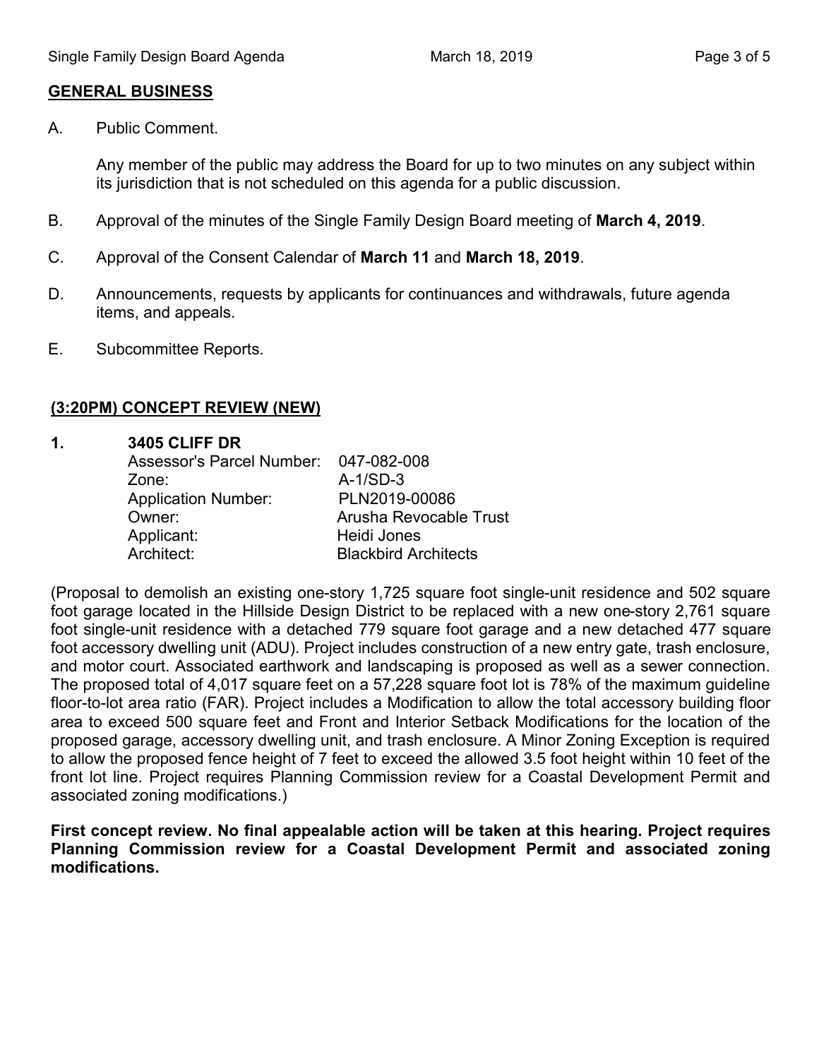## GENERAL BUSINESS

A. Public Comment.

   Any member of the public may address the Board for up to two minutes on any subject within its jurisdiction that is not scheduled on this agenda for a public discussion.

B. Approval of the minutes of the Single Family Design Board meeting of **March 4, 2019**.

C. Approval of the Consent Calendar of **March 11** and **March 18, 2019**.

D. Announcements, requests by applicants for continuances and withdrawals, future agenda items, and appeals.

E. Subcommittee Reports.

## (3:20PM) CONCEPT REVIEW (NEW)

**1. 3405 CLIFF DR**

| | |
|---|---|
| Assessor's Parcel Number: | 047-082-008 |
| Zone: | A-1/SD-3 |
| Application Number: | PLN2019-00086 |
| Owner: | Arusha Revocable Trust |
| Applicant: | Heidi Jones |
| Architect: | Blackbird Architects |

(Proposal to demolish an existing one-story 1,725 square foot single-unit residence and 502 square foot garage located in the Hillside Design District to be replaced with a new one-story 2,761 square foot single-unit residence with a detached 779 square foot garage and a new detached 477 square foot accessory dwelling unit (ADU). Project includes construction of a new entry gate, trash enclosure, and motor court. Associated earthwork and landscaping is proposed as well as a sewer connection. The proposed total of 4,017 square feet on a 57,228 square foot lot is 78% of the maximum guideline floor-to-lot area ratio (FAR). Project includes a Modification to allow the total accessory building floor area to exceed 500 square feet and Front and Interior Setback Modifications for the location of the proposed garage, accessory dwelling unit, and trash enclosure. A Minor Zoning Exception is required to allow the proposed fence height of 7 feet to exceed the allowed 3.5 foot height within 10 feet of the front lot line. Project requires Planning Commission review for a Coastal Development Permit and associated zoning modifications.)

**First concept review. No final appealable action will be taken at this hearing. Project requires Planning Commission review for a Coastal Development Permit and associated zoning modifications.**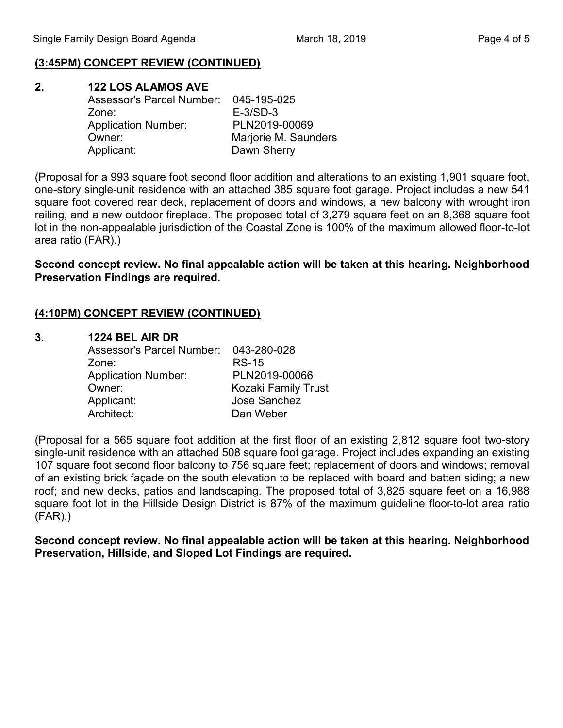## (3:45PM) CONCEPT REVIEW (CONTINUED)

### 2. 122 LOS ALAMOS AVE

| | |
|---|---|
| Assessor's Parcel Number: | 045-195-025 |
| Zone: | E-3/SD-3 |
| Application Number: | PLN2019-00069 |
| Owner: | Marjorie M. Saunders |
| Applicant: | Dawn Sherry |

(Proposal for a 993 square foot second floor addition and alterations to an existing 1,901 square foot, one-story single-unit residence with an attached 385 square foot garage. Project includes a new 541 square foot covered rear deck, replacement of doors and windows, a new balcony with wrought iron railing, and a new outdoor fireplace. The proposed total of 3,279 square feet on an 8,368 square foot lot in the non-appealable jurisdiction of the Coastal Zone is 100% of the maximum allowed floor-to-lot area ratio (FAR).)

**Second concept review. No final appealable action will be taken at this hearing. Neighborhood Preservation Findings are required.**

## (4:10PM) CONCEPT REVIEW (CONTINUED)

### 3. 1224 BEL AIR DR

| | |
|---|---|
| Assessor's Parcel Number: | 043-280-028 |
| Zone: | RS-15 |
| Application Number: | PLN2019-00066 |
| Owner: | Kozaki Family Trust |
| Applicant: | Jose Sanchez |
| Architect: | Dan Weber |

(Proposal for a 565 square foot addition at the first floor of an existing 2,812 square foot two-story single-unit residence with an attached 508 square foot garage. Project includes expanding an existing 107 square foot second floor balcony to 756 square feet; replacement of doors and windows; removal of an existing brick façade on the south elevation to be replaced with board and batten siding; a new roof; and new decks, patios and landscaping. The proposed total of 3,825 square feet on a 16,988 square foot lot in the Hillside Design District is 87% of the maximum guideline floor-to-lot area ratio (FAR).)

**Second concept review. No final appealable action will be taken at this hearing. Neighborhood Preservation, Hillside, and Sloped Lot Findings are required.**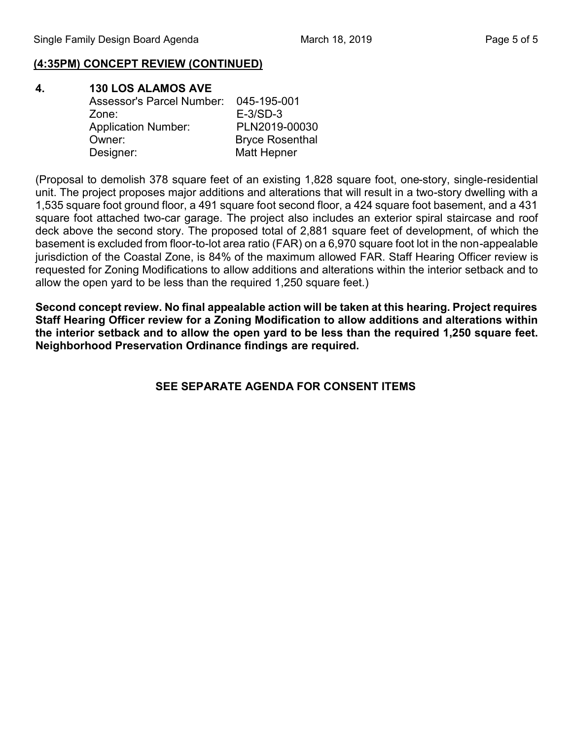**(4:35PM) CONCEPT REVIEW (CONTINUED)**

**4. 130 LOS ALAMOS AVE**

| | |
|---|---|
| Assessor's Parcel Number: | 045-195-001 |
| Zone: | E-3/SD-3 |
| Application Number: | PLN2019-00030 |
| Owner: | Bryce Rosenthal |
| Designer: | Matt Hepner |

(Proposal to demolish 378 square feet of an existing 1,828 square foot, one-story, single-residential unit. The project proposes major additions and alterations that will result in a two-story dwelling with a 1,535 square foot ground floor, a 491 square foot second floor, a 424 square foot basement, and a 431 square foot attached two-car garage. The project also includes an exterior spiral staircase and roof deck above the second story. The proposed total of 2,881 square feet of development, of which the basement is excluded from floor-to-lot area ratio (FAR) on a 6,970 square foot lot in the non-appealable jurisdiction of the Coastal Zone, is 84% of the maximum allowed FAR. Staff Hearing Officer review is requested for Zoning Modifications to allow additions and alterations within the interior setback and to allow the open yard to be less than the required 1,250 square feet.)

**Second concept review. No final appealable action will be taken at this hearing. Project requires Staff Hearing Officer review for a Zoning Modification to allow additions and alterations within the interior setback and to allow the open yard to be less than the required 1,250 square feet. Neighborhood Preservation Ordinance findings are required.**

**SEE SEPARATE AGENDA FOR CONSENT ITEMS**